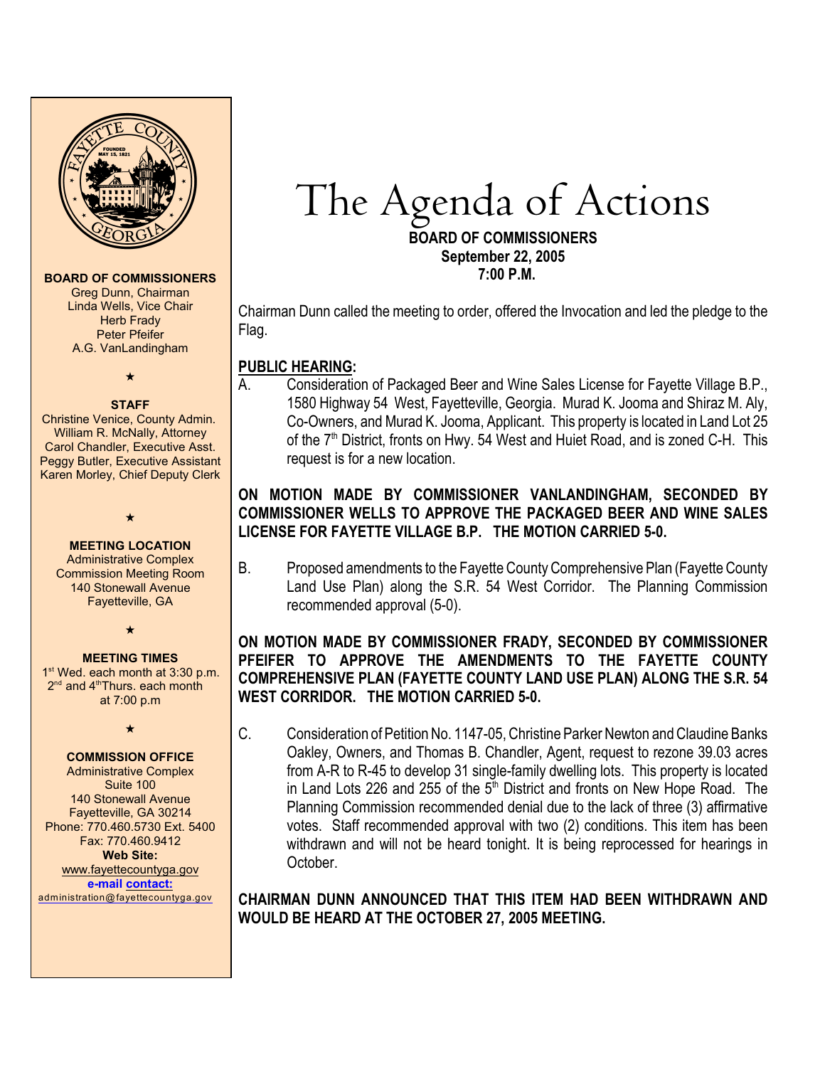**BOARD OF COMMISSIONERS**
Greg Dunn, Chairman
Linda Wells, Vice Chair
Herb Frady
Peter Pfeifer
A.G. VanLandingham

★

**STAFF**
Christine Venice, County Admin.
William R. McNally, Attorney
Carol Chandler, Executive Asst.
Peggy Butler, Executive Assistant
Karen Morley, Chief Deputy Clerk

★

**MEETING LOCATION**
Administrative Complex
Commission Meeting Room
140 Stonewall Avenue
Fayetteville, GA

★

**MEETING TIMES**
1st Wed. each month at 3:30 p.m.
2nd and 4th Thurs. each month at 7:00 p.m

★

**COMMISSION OFFICE**
Administrative Complex
Suite 100
140 Stonewall Avenue
Fayetteville, GA 30214
Phone: 770.460.5730 Ext. 5400
Fax: 770.460.9412
**Web Site:**
www.fayettecountyga.gov
**e-mail contact:**
administration@fayettecountyga.gov

# The Agenda of Actions

**BOARD OF COMMISSIONERS**
**September 22, 2005**
**7:00 P.M.**

Chairman Dunn called the meeting to order, offered the Invocation and led the pledge to the Flag.

## PUBLIC HEARING:

A. Consideration of Packaged Beer and Wine Sales License for Fayette Village B.P., 1580 Highway 54 West, Fayetteville, Georgia. Murad K. Jooma and Shiraz M. Aly, Co-Owners, and Murad K. Jooma, Applicant. This property is located in Land Lot 25 of the 7th District, fronts on Hwy. 54 West and Huiet Road, and is zoned C-H. This request is for a new location.

**ON MOTION MADE BY COMMISSIONER VANLANDINGHAM, SECONDED BY COMMISSIONER WELLS TO APPROVE THE PACKAGED BEER AND WINE SALES LICENSE FOR FAYETTE VILLAGE B.P. THE MOTION CARRIED 5-0.**

B. Proposed amendments to the Fayette County Comprehensive Plan (Fayette County Land Use Plan) along the S.R. 54 West Corridor. The Planning Commission recommended approval (5-0).

**ON MOTION MADE BY COMMISSIONER FRADY, SECONDED BY COMMISSIONER PFEIFER TO APPROVE THE AMENDMENTS TO THE FAYETTE COUNTY COMPREHENSIVE PLAN (FAYETTE COUNTY LAND USE PLAN) ALONG THE S.R. 54 WEST CORRIDOR. THE MOTION CARRIED 5-0.**

C. Consideration of Petition No. 1147-05, Christine Parker Newton and Claudine Banks Oakley, Owners, and Thomas B. Chandler, Agent, request to rezone 39.03 acres from A-R to R-45 to develop 31 single-family dwelling lots. This property is located in Land Lots 226 and 255 of the 5th District and fronts on New Hope Road. The Planning Commission recommended denial due to the lack of three (3) affirmative votes. Staff recommended approval with two (2) conditions. This item has been withdrawn and will not be heard tonight. It is being reprocessed for hearings in October.

**CHAIRMAN DUNN ANNOUNCED THAT THIS ITEM HAD BEEN WITHDRAWN AND WOULD BE HEARD AT THE OCTOBER 27, 2005 MEETING.**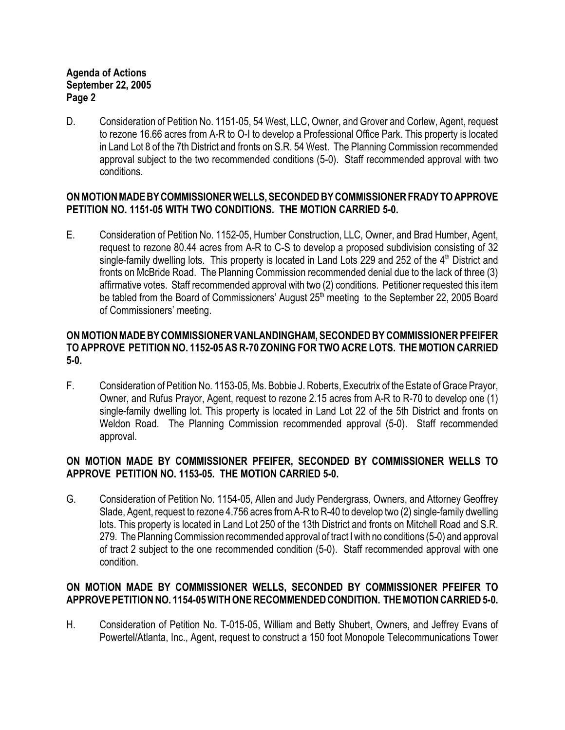D. Consideration of Petition No. 1151-05, 54 West, LLC, Owner, and Grover and Corlew, Agent, request to rezone 16.66 acres from A-R to O-I to develop a Professional Office Park. This property is located in Land Lot 8 of the 7th District and fronts on S.R. 54 West. The Planning Commission recommended approval subject to the two recommended conditions (5-0). Staff recommended approval with two conditions.

**ON MOTION MADE BY COMMISSIONER WELLS, SECONDED BY COMMISSIONER FRADY TO APPROVE PETITION NO. 1151-05 WITH TWO CONDITIONS. THE MOTION CARRIED 5-0.**

E. Consideration of Petition No. 1152-05, Humber Construction, LLC, Owner, and Brad Humber, Agent, request to rezone 80.44 acres from A-R to C-S to develop a proposed subdivision consisting of 32 single-family dwelling lots. This property is located in Land Lots 229 and 252 of the 4th District and fronts on McBride Road. The Planning Commission recommended denial due to the lack of three (3) affirmative votes. Staff recommended approval with two (2) conditions. Petitioner requested this item be tabled from the Board of Commissioners' August 25th meeting to the September 22, 2005 Board of Commissioners' meeting.

**ON MOTION MADE BY COMMISSIONER VANLANDINGHAM, SECONDED BY COMMISSIONER PFEIFER TO APPROVE PETITION NO. 1152-05 AS R-70 ZONING FOR TWO ACRE LOTS. THE MOTION CARRIED 5-0.**

F. Consideration of Petition No. 1153-05, Ms. Bobbie J. Roberts, Executrix of the Estate of Grace Prayor, Owner, and Rufus Prayor, Agent, request to rezone 2.15 acres from A-R to R-70 to develop one (1) single-family dwelling lot. This property is located in Land Lot 22 of the 5th District and fronts on Weldon Road. The Planning Commission recommended approval (5-0). Staff recommended approval.

**ON MOTION MADE BY COMMISSIONER PFEIFER, SECONDED BY COMMISSIONER WELLS TO APPROVE PETITION NO. 1153-05. THE MOTION CARRIED 5-0.**

G. Consideration of Petition No. 1154-05, Allen and Judy Pendergrass, Owners, and Attorney Geoffrey Slade, Agent, request to rezone 4.756 acres from A-R to R-40 to develop two (2) single-family dwelling lots. This property is located in Land Lot 250 of the 13th District and fronts on Mitchell Road and S.R. 279. The Planning Commission recommended approval of tract I with no conditions (5-0) and approval of tract 2 subject to the one recommended condition (5-0). Staff recommended approval with one condition.

**ON MOTION MADE BY COMMISSIONER WELLS, SECONDED BY COMMISSIONER PFEIFER TO APPROVE PETITION NO. 1154-05 WITH ONE RECOMMENDED CONDITION. THE MOTION CARRIED 5-0.**

H. Consideration of Petition No. T-015-05, William and Betty Shubert, Owners, and Jeffrey Evans of Powertel/Atlanta, Inc., Agent, request to construct a 150 foot Monopole Telecommunications Tower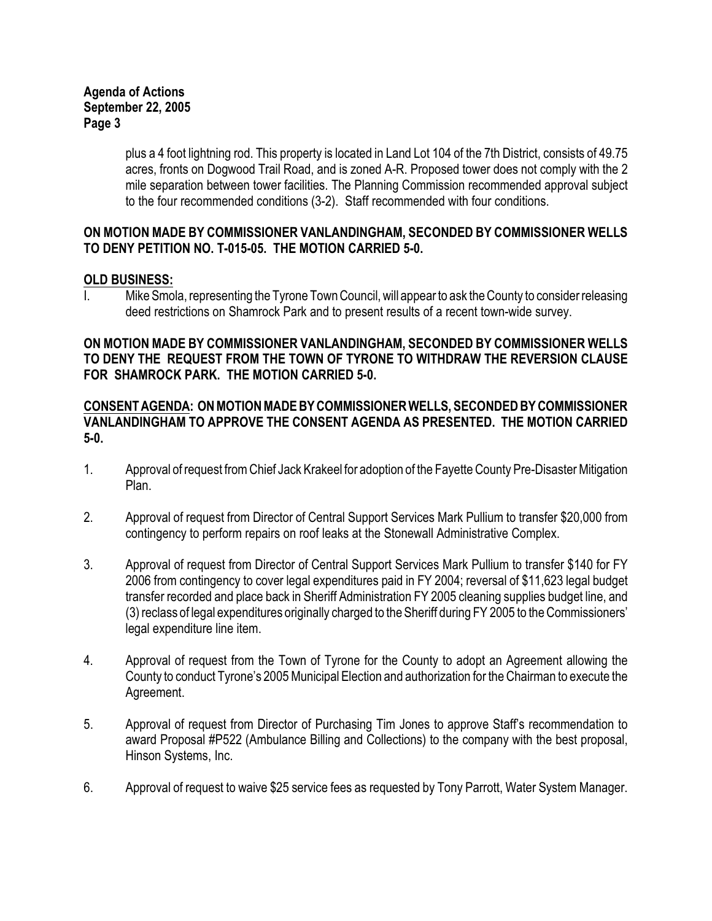plus a 4 foot lightning rod. This property is located in Land Lot 104 of the 7th District, consists of 49.75 acres, fronts on Dogwood Trail Road, and is zoned A-R. Proposed tower does not comply with the 2 mile separation between tower facilities. The Planning Commission recommended approval subject to the four recommended conditions (3-2). Staff recommended with four conditions.

**ON MOTION MADE BY COMMISSIONER VANLANDINGHAM, SECONDED BY COMMISSIONER WELLS TO DENY PETITION NO. T-015-05. THE MOTION CARRIED 5-0.**

**OLD BUSINESS:**

I. Mike Smola, representing the Tyrone Town Council, will appear to ask the County to consider releasing deed restrictions on Shamrock Park and to present results of a recent town-wide survey.

**ON MOTION MADE BY COMMISSIONER VANLANDINGHAM, SECONDED BY COMMISSIONER WELLS TO DENY THE REQUEST FROM THE TOWN OF TYRONE TO WITHDRAW THE REVERSION CLAUSE FOR SHAMROCK PARK. THE MOTION CARRIED 5-0.**

**CONSENT AGENDA: ON MOTION MADE BY COMMISSIONER WELLS, SECONDED BY COMMISSIONER VANLANDINGHAM TO APPROVE THE CONSENT AGENDA AS PRESENTED. THE MOTION CARRIED 5-0.**

1. Approval of request from Chief Jack Krakeel for adoption of the Fayette County Pre-Disaster Mitigation Plan.

2. Approval of request from Director of Central Support Services Mark Pullium to transfer $20,000 from contingency to perform repairs on roof leaks at the Stonewall Administrative Complex.

3. Approval of request from Director of Central Support Services Mark Pullium to transfer $140 for FY 2006 from contingency to cover legal expenditures paid in FY 2004; reversal of $11,623 legal budget transfer recorded and place back in Sheriff Administration FY 2005 cleaning supplies budget line, and (3) reclass of legal expenditures originally charged to the Sheriff during FY 2005 to the Commissioners' legal expenditure line item.

4. Approval of request from the Town of Tyrone for the County to adopt an Agreement allowing the County to conduct Tyrone's 2005 Municipal Election and authorization for the Chairman to execute the Agreement.

5. Approval of request from Director of Purchasing Tim Jones to approve Staff's recommendation to award Proposal #P522 (Ambulance Billing and Collections) to the company with the best proposal, Hinson Systems, Inc.

6. Approval of request to waive $25 service fees as requested by Tony Parrott, Water System Manager.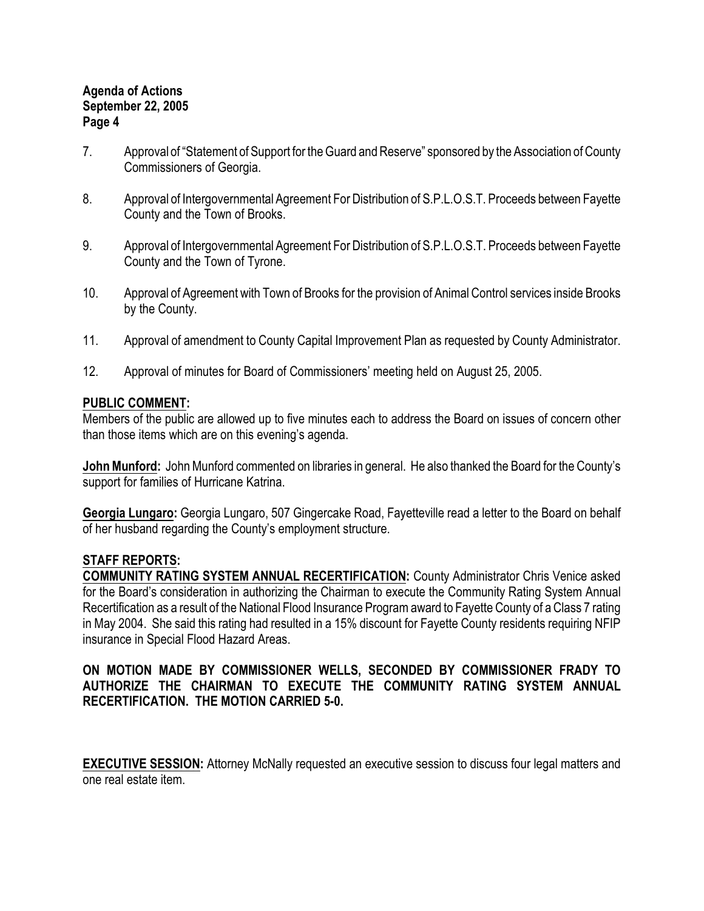7. Approval of "Statement of Support for the Guard and Reserve" sponsored by the Association of County Commissioners of Georgia.

8. Approval of Intergovernmental Agreement For Distribution of S.P.L.O.S.T. Proceeds between Fayette County and the Town of Brooks.

9. Approval of Intergovernmental Agreement For Distribution of S.P.L.O.S.T. Proceeds between Fayette County and the Town of Tyrone.

10. Approval of Agreement with Town of Brooks for the provision of Animal Control services inside Brooks by the County.

11. Approval of amendment to County Capital Improvement Plan as requested by County Administrator.

12. Approval of minutes for Board of Commissioners' meeting held on August 25, 2005.

**PUBLIC COMMENT:**

Members of the public are allowed up to five minutes each to address the Board on issues of concern other than those items which are on this evening's agenda.

**John Munford:** John Munford commented on libraries in general. He also thanked the Board for the County's support for families of Hurricane Katrina.

**Georgia Lungaro:** Georgia Lungaro, 507 Gingercake Road, Fayetteville read a letter to the Board on behalf of her husband regarding the County's employment structure.

**STAFF REPORTS:**

**COMMUNITY RATING SYSTEM ANNUAL RECERTIFICATION:** County Administrator Chris Venice asked for the Board's consideration in authorizing the Chairman to execute the Community Rating System Annual Recertification as a result of the National Flood Insurance Program award to Fayette County of a Class 7 rating in May 2004. She said this rating had resulted in a 15% discount for Fayette County residents requiring NFIP insurance in Special Flood Hazard Areas.

**ON MOTION MADE BY COMMISSIONER WELLS, SECONDED BY COMMISSIONER FRADY TO AUTHORIZE THE CHAIRMAN TO EXECUTE THE COMMUNITY RATING SYSTEM ANNUAL RECERTIFICATION. THE MOTION CARRIED 5-0.**

**EXECUTIVE SESSION:** Attorney McNally requested an executive session to discuss four legal matters and one real estate item.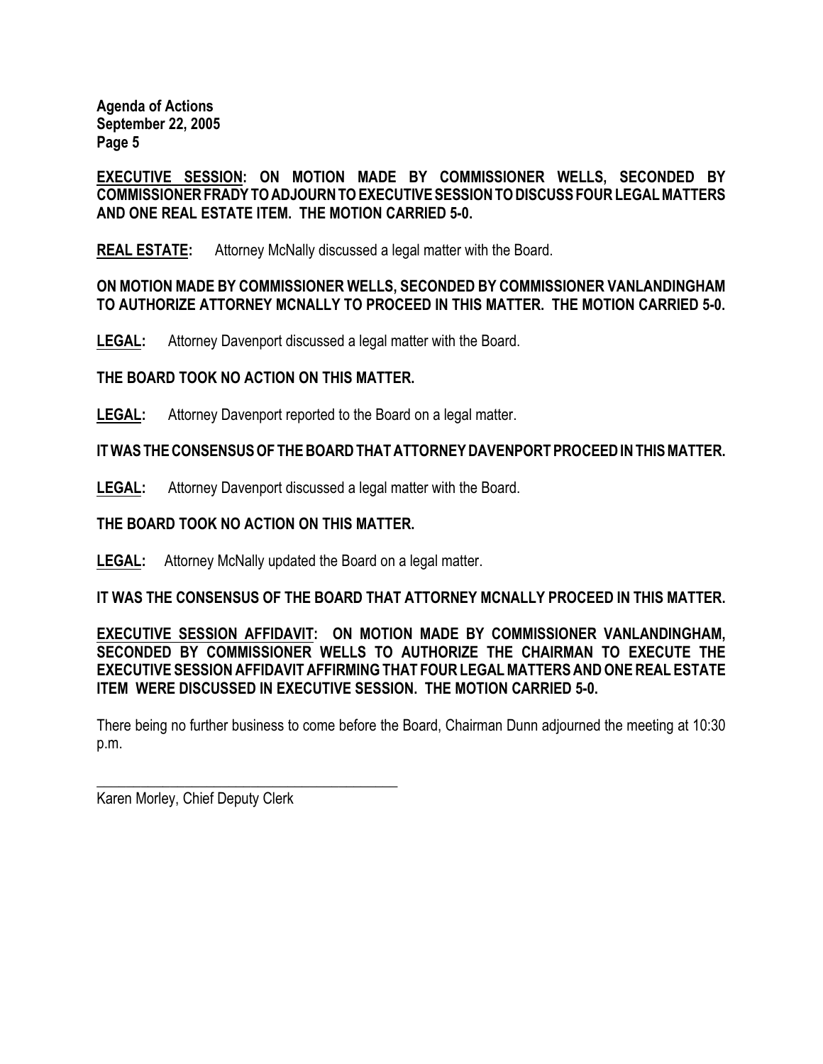**EXECUTIVE SESSION: ON MOTION MADE BY COMMISSIONER WELLS, SECONDED BY COMMISSIONER FRADY TO ADJOURN TO EXECUTIVE SESSION TO DISCUSS FOUR LEGAL MATTERS AND ONE REAL ESTATE ITEM. THE MOTION CARRIED 5-0.**

**REAL ESTATE:** Attorney McNally discussed a legal matter with the Board.

**ON MOTION MADE BY COMMISSIONER WELLS, SECONDED BY COMMISSIONER VANLANDINGHAM TO AUTHORIZE ATTORNEY MCNALLY TO PROCEED IN THIS MATTER. THE MOTION CARRIED 5-0.**

**LEGAL:** Attorney Davenport discussed a legal matter with the Board.

**THE BOARD TOOK NO ACTION ON THIS MATTER.**

**LEGAL:** Attorney Davenport reported to the Board on a legal matter.

**IT WAS THE CONSENSUS OF THE BOARD THAT ATTORNEY DAVENPORT PROCEED IN THIS MATTER.**

**LEGAL:** Attorney Davenport discussed a legal matter with the Board.

**THE BOARD TOOK NO ACTION ON THIS MATTER.**

**LEGAL:** Attorney McNally updated the Board on a legal matter.

**IT WAS THE CONSENSUS OF THE BOARD THAT ATTORNEY MCNALLY PROCEED IN THIS MATTER.**

**EXECUTIVE SESSION AFFIDAVIT: ON MOTION MADE BY COMMISSIONER VANLANDINGHAM, SECONDED BY COMMISSIONER WELLS TO AUTHORIZE THE CHAIRMAN TO EXECUTE THE EXECUTIVE SESSION AFFIDAVIT AFFIRMING THAT FOUR LEGAL MATTERS AND ONE REAL ESTATE ITEM WERE DISCUSSED IN EXECUTIVE SESSION. THE MOTION CARRIED 5-0.**

There being no further business to come before the Board, Chairman Dunn adjourned the meeting at 10:30 p.m.

\_\_\_\_\_\_\_\_\_\_\_\_\_\_\_\_\_\_\_\_\_\_\_\_\_\_\_\_\_\_\_\_\_\_\_\_\_\_\_\_

Karen Morley, Chief Deputy Clerk